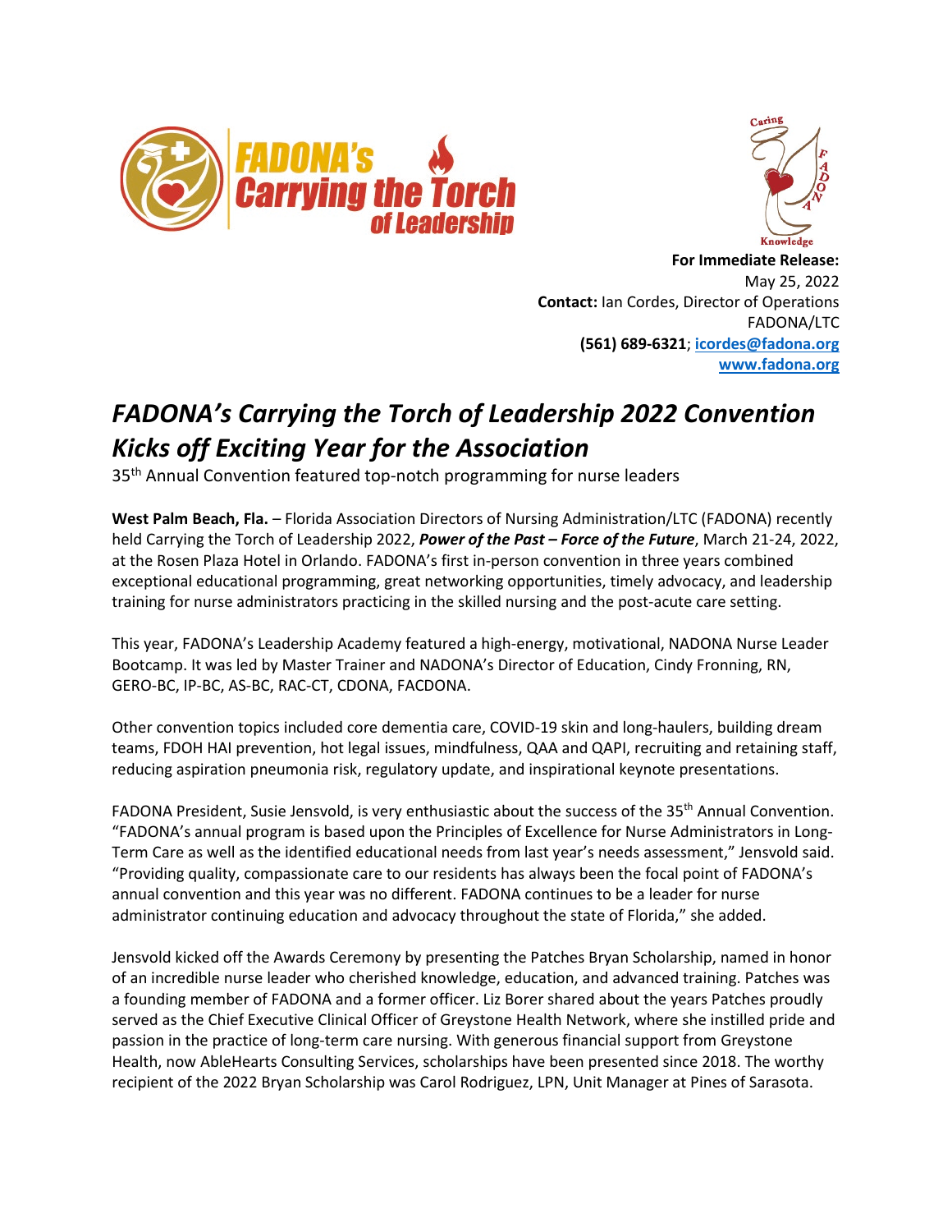FADONA's Carrying the Torch of Leadership

**For Immediate Release:**
May 25, 2022
**Contact:** Ian Cordes, Director of Operations
FADONA/LTC
**(561) 689-6321**; **icordes@fadona.org**
**www.fadona.org**

# *FADONA's Carrying the Torch of Leadership 2022 Convention Kicks off Exciting Year for the Association*

35th Annual Convention featured top-notch programming for nurse leaders

**West Palm Beach, Fla.** – Florida Association Directors of Nursing Administration/LTC (FADONA) recently held Carrying the Torch of Leadership 2022, ***Power of the Past – Force of the Future***, March 21-24, 2022, at the Rosen Plaza Hotel in Orlando. FADONA's first in-person convention in three years combined exceptional educational programming, great networking opportunities, timely advocacy, and leadership training for nurse administrators practicing in the skilled nursing and the post-acute care setting.

This year, FADONA's Leadership Academy featured a high-energy, motivational, NADONA Nurse Leader Bootcamp. It was led by Master Trainer and NADONA's Director of Education, Cindy Fronning, RN, GERO-BC, IP-BC, AS-BC, RAC-CT, CDONA, FACDONA.

Other convention topics included core dementia care, COVID-19 skin and long-haulers, building dream teams, FDOH HAI prevention, hot legal issues, mindfulness, QAA and QAPI, recruiting and retaining staff, reducing aspiration pneumonia risk, regulatory update, and inspirational keynote presentations.

FADONA President, Susie Jensvold, is very enthusiastic about the success of the 35th Annual Convention. "FADONA's annual program is based upon the Principles of Excellence for Nurse Administrators in Long-Term Care as well as the identified educational needs from last year's needs assessment," Jensvold said. "Providing quality, compassionate care to our residents has always been the focal point of FADONA's annual convention and this year was no different. FADONA continues to be a leader for nurse administrator continuing education and advocacy throughout the state of Florida," she added.

Jensvold kicked off the Awards Ceremony by presenting the Patches Bryan Scholarship, named in honor of an incredible nurse leader who cherished knowledge, education, and advanced training. Patches was a founding member of FADONA and a former officer. Liz Borer shared about the years Patches proudly served as the Chief Executive Clinical Officer of Greystone Health Network, where she instilled pride and passion in the practice of long-term care nursing. With generous financial support from Greystone Health, now AbleHearts Consulting Services, scholarships have been presented since 2018. The worthy recipient of the 2022 Bryan Scholarship was Carol Rodriguez, LPN, Unit Manager at Pines of Sarasota.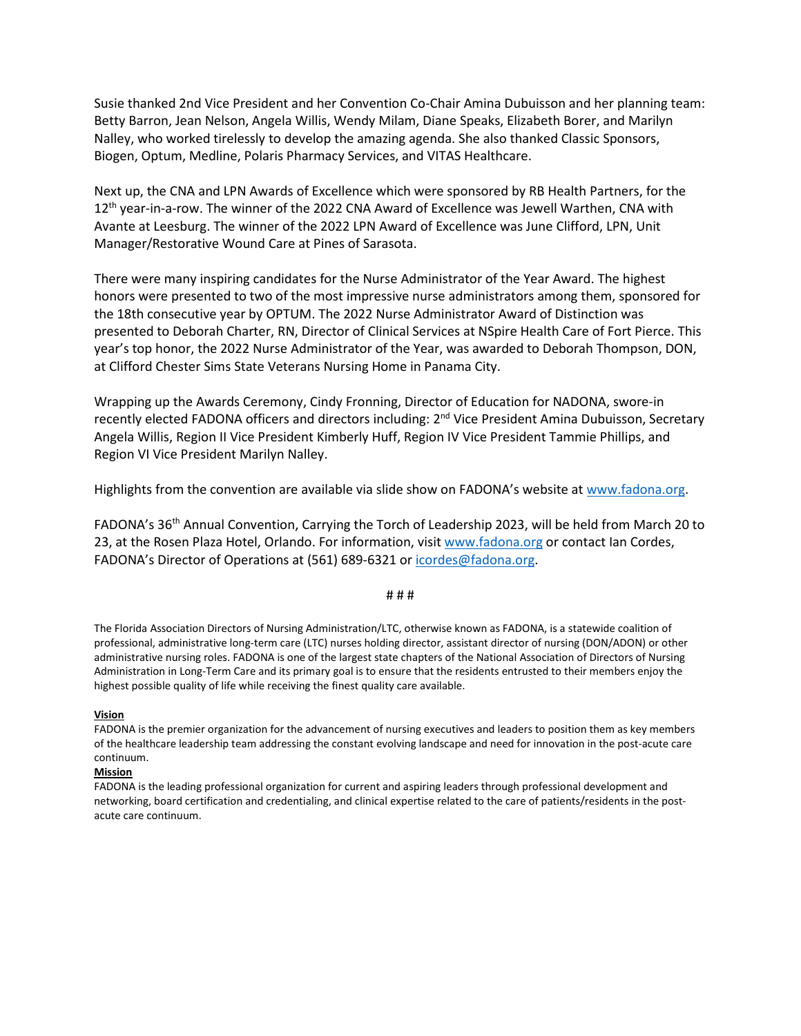Susie thanked 2nd Vice President and her Convention Co-Chair Amina Dubuisson and her planning team: Betty Barron, Jean Nelson, Angela Willis, Wendy Milam, Diane Speaks, Elizabeth Borer, and Marilyn Nalley, who worked tirelessly to develop the amazing agenda. She also thanked Classic Sponsors, Biogen, Optum, Medline, Polaris Pharmacy Services, and VITAS Healthcare.

Next up, the CNA and LPN Awards of Excellence which were sponsored by RB Health Partners, for the 12th year-in-a-row. The winner of the 2022 CNA Award of Excellence was Jewell Warthen, CNA with Avante at Leesburg. The winner of the 2022 LPN Award of Excellence was June Clifford, LPN, Unit Manager/Restorative Wound Care at Pines of Sarasota.

There were many inspiring candidates for the Nurse Administrator of the Year Award. The highest honors were presented to two of the most impressive nurse administrators among them, sponsored for the 18th consecutive year by OPTUM. The 2022 Nurse Administrator Award of Distinction was presented to Deborah Charter, RN, Director of Clinical Services at NSpire Health Care of Fort Pierce. This year's top honor, the 2022 Nurse Administrator of the Year, was awarded to Deborah Thompson, DON, at Clifford Chester Sims State Veterans Nursing Home in Panama City.

Wrapping up the Awards Ceremony, Cindy Fronning, Director of Education for NADONA, swore-in recently elected FADONA officers and directors including: 2nd Vice President Amina Dubuisson, Secretary Angela Willis, Region II Vice President Kimberly Huff, Region IV Vice President Tammie Phillips, and Region VI Vice President Marilyn Nalley.

Highlights from the convention are available via slide show on FADONA's website at www.fadona.org.

FADONA's 36th Annual Convention, Carrying the Torch of Leadership 2023, will be held from March 20 to 23, at the Rosen Plaza Hotel, Orlando. For information, visit www.fadona.org or contact Ian Cordes, FADONA's Director of Operations at (561) 689-6321 or icordes@fadona.org.

# # #

The Florida Association Directors of Nursing Administration/LTC, otherwise known as FADONA, is a statewide coalition of professional, administrative long-term care (LTC) nurses holding director, assistant director of nursing (DON/ADON) or other administrative nursing roles. FADONA is one of the largest state chapters of the National Association of Directors of Nursing Administration in Long-Term Care and its primary goal is to ensure that the residents entrusted to their members enjoy the highest possible quality of life while receiving the finest quality care available.

**Vision**

FADONA is the premier organization for the advancement of nursing executives and leaders to position them as key members of the healthcare leadership team addressing the constant evolving landscape and need for innovation in the post-acute care continuum.

**Mission**

FADONA is the leading professional organization for current and aspiring leaders through professional development and networking, board certification and credentialing, and clinical expertise related to the care of patients/residents in the post-acute care continuum.